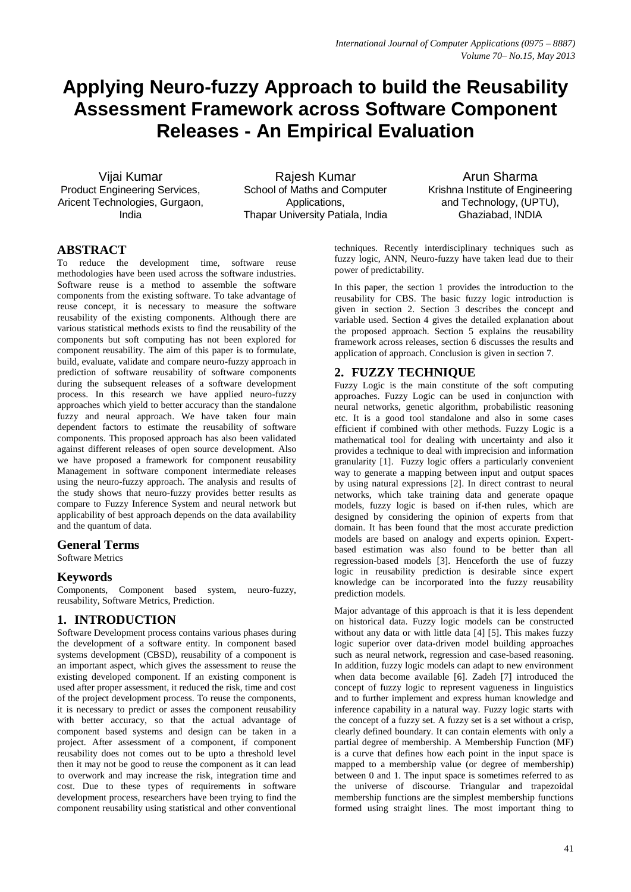# Applying Neuro-fuzzy Approach to build the Reusability Assessment Framework across Software Component Releases - An Empirical Evaluation

Vijai Kumar
Product Engineering Services, Aricent Technologies, Gurgaon, India

Rajesh Kumar
School of Maths and Computer Applications, Thapar University Patiala, India

Arun Sharma
Krishna Institute of Engineering and Technology, (UPTU), Ghaziabad, INDIA

## ABSTRACT

To reduce the development time, software reuse methodologies have been used across the software industries. Software reuse is a method to assemble the software components from the existing software. To take advantage of reuse concept, it is necessary to measure the software reusability of the existing components. Although there are various statistical methods exists to find the reusability of the components but soft computing has not been explored for component reusability. The aim of this paper is to formulate, build, evaluate, validate and compare neuro-fuzzy approach in prediction of software reusability of software components during the subsequent releases of a software development process. In this research we have applied neuro-fuzzy approaches which yield to better accuracy than the standalone fuzzy and neural approach. We have taken four main dependent factors to estimate the reusability of software components. This proposed approach has also been validated against different releases of open source development. Also we have proposed a framework for component reusability Management in software component intermediate releases using the neuro-fuzzy approach. The analysis and results of the study shows that neuro-fuzzy provides better results as compare to Fuzzy Inference System and neural network but applicability of best approach depends on the data availability and the quantum of data.

### General Terms

Software Metrics

### Keywords

Components, Component based system, neuro-fuzzy, reusability, Software Metrics, Prediction.

## 1. INTRODUCTION

Software Development process contains various phases during the development of a software entity. In component based systems development (CBSD), reusability of a component is an important aspect, which gives the assessment to reuse the existing developed component. If an existing component is used after proper assessment, it reduced the risk, time and cost of the project development process. To reuse the components, it is necessary to predict or asses the component reusability with better accuracy, so that the actual advantage of component based systems and design can be taken in a project. After assessment of a component, if component reusability does not comes out to be upto a threshold level then it may not be good to reuse the component as it can lead to overwork and may increase the risk, integration time and cost. Due to these types of requirements in software development process, researchers have been trying to find the component reusability using statistical and other conventional techniques. Recently interdisciplinary techniques such as fuzzy logic, ANN, Neuro-fuzzy have taken lead due to their power of predictability.

In this paper, the section 1 provides the introduction to the reusability for CBS. The basic fuzzy logic introduction is given in section 2. Section 3 describes the concept and variable used. Section 4 gives the detailed explanation about the proposed approach. Section 5 explains the reusability framework across releases, section 6 discusses the results and application of approach. Conclusion is given in section 7.

## 2. FUZZY TECHNIQUE

Fuzzy Logic is the main constitute of the soft computing approaches. Fuzzy Logic can be used in conjunction with neural networks, genetic algorithm, probabilistic reasoning etc. It is a good tool standalone and also in some cases efficient if combined with other methods. Fuzzy Logic is a mathematical tool for dealing with uncertainty and also it provides a technique to deal with imprecision and information granularity [1]. Fuzzy logic offers a particularly convenient way to generate a mapping between input and output spaces by using natural expressions [2]. In direct contrast to neural networks, which take training data and generate opaque models, fuzzy logic is based on if-then rules, which are designed by considering the opinion of experts from that domain. It has been found that the most accurate prediction models are based on analogy and experts opinion. Expert-based estimation was also found to be better than all regression-based models [3]. Henceforth the use of fuzzy logic in reusability prediction is desirable since expert knowledge can be incorporated into the fuzzy reusability prediction models.

Major advantage of this approach is that it is less dependent on historical data. Fuzzy logic models can be constructed without any data or with little data [4] [5]. This makes fuzzy logic superior over data-driven model building approaches such as neural network, regression and case-based reasoning. In addition, fuzzy logic models can adapt to new environment when data become available [6]. Zadeh [7] introduced the concept of fuzzy logic to represent vagueness in linguistics and to further implement and express human knowledge and inference capability in a natural way. Fuzzy logic starts with the concept of a fuzzy set. A fuzzy set is a set without a crisp, clearly defined boundary. It can contain elements with only a partial degree of membership. A Membership Function (MF) is a curve that defines how each point in the input space is mapped to a membership value (or degree of membership) between 0 and 1. The input space is sometimes referred to as the universe of discourse. Triangular and trapezoidal membership functions are the simplest membership functions formed using straight lines. The most important thing to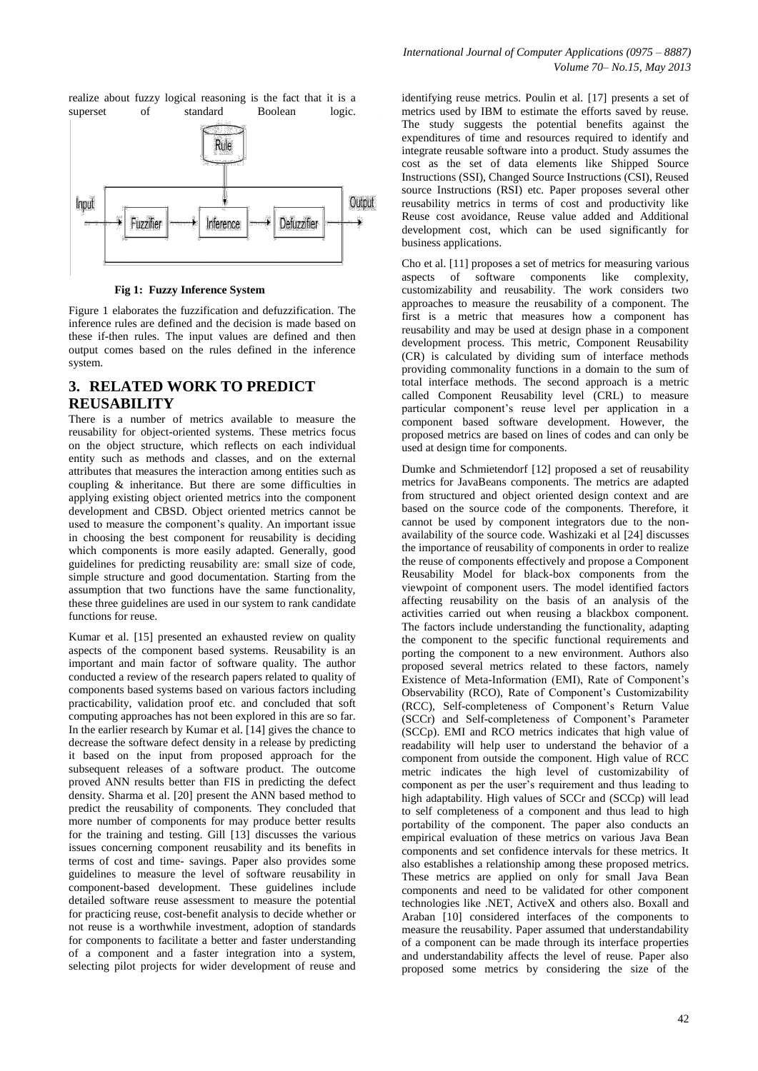realize about fuzzy logical reasoning is the fact that it is a superset of standard Boolean logic.

**Fig 1: Fuzzy Inference System**

Figure 1 elaborates the fuzzification and defuzzification. The inference rules are defined and the decision is made based on these if-then rules. The input values are defined and then output comes based on the rules defined in the inference system.

## 3. RELATED WORK TO PREDICT REUSABILITY

There is a number of metrics available to measure the reusability for object-oriented systems. These metrics focus on the object structure, which reflects on each individual entity such as methods and classes, and on the external attributes that measures the interaction among entities such as coupling & inheritance. But there are some difficulties in applying existing object oriented metrics into the component development and CBSD. Object oriented metrics cannot be used to measure the component's quality. An important issue in choosing the best component for reusability is deciding which components is more easily adapted. Generally, good guidelines for predicting reusability are: small size of code, simple structure and good documentation. Starting from the assumption that two functions have the same functionality, these three guidelines are used in our system to rank candidate functions for reuse.

Kumar et al. [15] presented an exhausted review on quality aspects of the component based systems. Reusability is an important and main factor of software quality. The author conducted a review of the research papers related to quality of components based systems based on various factors including practicability, validation proof etc. and concluded that soft computing approaches has not been explored in this are so far. In the earlier research by Kumar et al. [14] gives the chance to decrease the software defect density in a release by predicting it based on the input from proposed approach for the subsequent releases of a software product. The outcome proved ANN results better than FIS in predicting the defect density. Sharma et al. [20] present the ANN based method to predict the reusability of components. They concluded that more number of components for may produce better results for the training and testing. Gill [13] discusses the various issues concerning component reusability and its benefits in terms of cost and time- savings. Paper also provides some guidelines to measure the level of software reusability in component-based development. These guidelines include detailed software reuse assessment to measure the potential for practicing reuse, cost-benefit analysis to decide whether or not reuse is a worthwhile investment, adoption of standards for components to facilitate a better and faster understanding of a component and a faster integration into a system, selecting pilot projects for wider development of reuse and identifying reuse metrics. Poulin et al. [17] presents a set of metrics used by IBM to estimate the efforts saved by reuse. The study suggests the potential benefits against the expenditures of time and resources required to identify and integrate reusable software into a product. Study assumes the cost as the set of data elements like Shipped Source Instructions (SSI), Changed Source Instructions (CSI), Reused source Instructions (RSI) etc. Paper proposes several other reusability metrics in terms of cost and productivity like Reuse cost avoidance, Reuse value added and Additional development cost, which can be used significantly for business applications.

Cho et al. [11] proposes a set of metrics for measuring various aspects of software components like complexity, customizability and reusability. The work considers two approaches to measure the reusability of a component. The first is a metric that measures how a component has reusability and may be used at design phase in a component development process. This metric, Component Reusability (CR) is calculated by dividing sum of interface methods providing commonality functions in a domain to the sum of total interface methods. The second approach is a metric called Component Reusability level (CRL) to measure particular component's reuse level per application in a component based software development. However, the proposed metrics are based on lines of codes and can only be used at design time for components.

Dumke and Schmietendorf [12] proposed a set of reusability metrics for JavaBeans components. The metrics are adapted from structured and object oriented design context and are based on the source code of the components. Therefore, it cannot be used by component integrators due to the non-availability of the source code. Washizaki et al [24] discusses the importance of reusability of components in order to realize the reuse of components effectively and propose a Component Reusability Model for black-box components from the viewpoint of component users. The model identified factors affecting reusability on the basis of an analysis of the activities carried out when reusing a blackbox component. The factors include understanding the functionality, adapting the component to the specific functional requirements and porting the component to a new environment. Authors also proposed several metrics related to these factors, namely Existence of Meta-Information (EMI), Rate of Component's Observability (RCO), Rate of Component's Customizability (RCC), Self-completeness of Component's Return Value (SCCr) and Self-completeness of Component's Parameter (SCCp). EMI and RCO metrics indicates that high value of readability will help user to understand the behavior of a component from outside the component. High value of RCC metric indicates the high level of customizability of component as per the user's requirement and thus leading to high adaptability. High values of SCCr and (SCCp) will lead to self completeness of a component and thus lead to high portability of the component. The paper also conducts an empirical evaluation of these metrics on various Java Bean components and set confidence intervals for these metrics. It also establishes a relationship among these proposed metrics. These metrics are applied on only for small Java Bean components and need to be validated for other component technologies like .NET, ActiveX and others also. Boxall and Araban [10] considered interfaces of the components to measure the reusability. Paper assumed that understandability of a component can be made through its interface properties and understandability affects the level of reuse. Paper also proposed some metrics by considering the size of the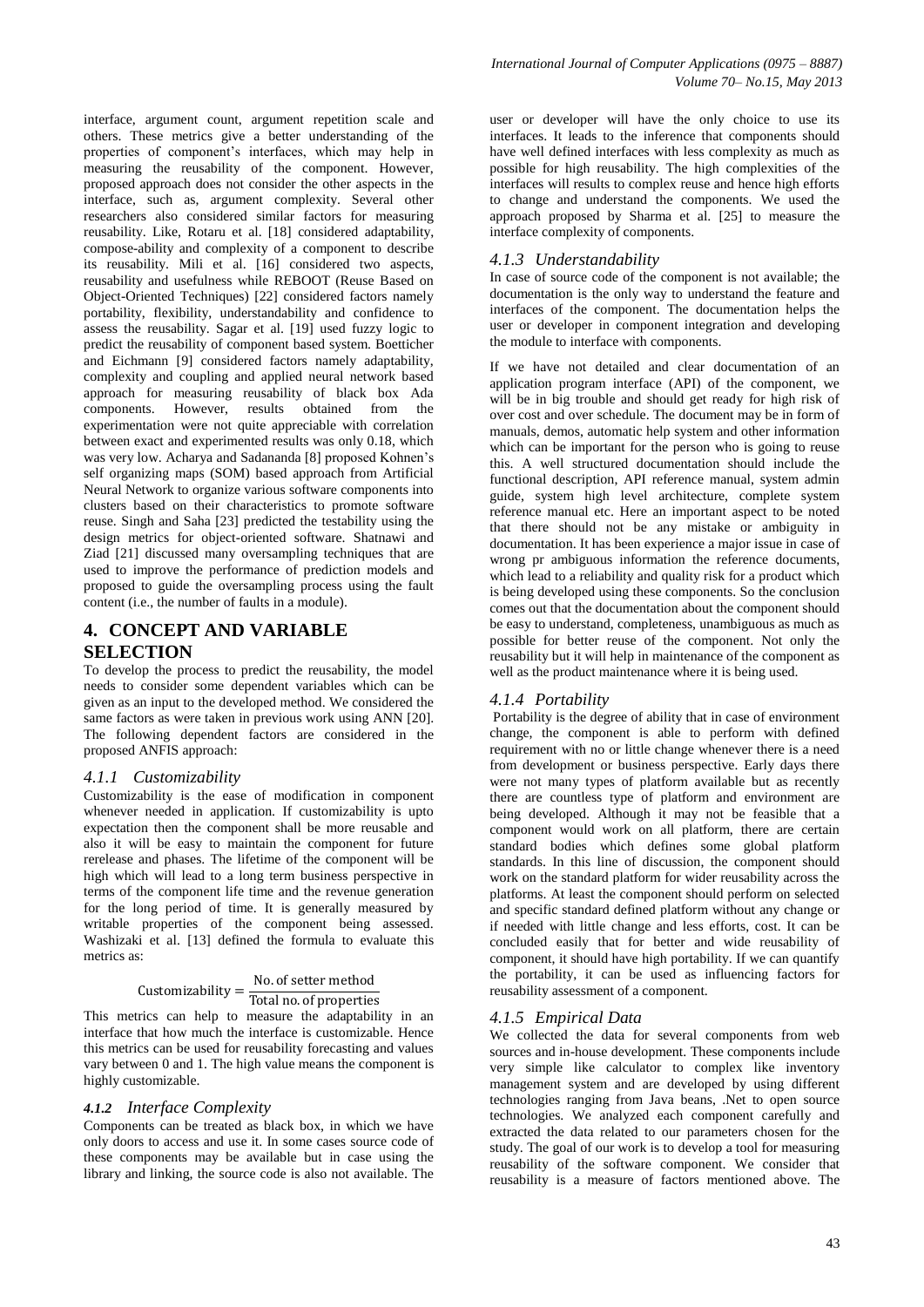interface, argument count, argument repetition scale and others. These metrics give a better understanding of the properties of component's interfaces, which may help in measuring the reusability of the component. However, proposed approach does not consider the other aspects in the interface, such as, argument complexity. Several other researchers also considered similar factors for measuring reusability. Like, Rotaru et al. [18] considered adaptability, compose-ability and complexity of a component to describe its reusability. Mili et al. [16] considered two aspects, reusability and usefulness while REBOOT (Reuse Based on Object-Oriented Techniques) [22] considered factors namely portability, flexibility, understandability and confidence to assess the reusability. Sagar et al. [19] used fuzzy logic to predict the reusability of component based system. Boetticher and Eichmann [9] considered factors namely adaptability, complexity and coupling and applied neural network based approach for measuring reusability of black box Ada components. However, results obtained from the experimentation were not quite appreciable with correlation between exact and experimented results was only 0.18, which was very low. Acharya and Sadananda [8] proposed Kohnen's self organizing maps (SOM) based approach from Artificial Neural Network to organize various software components into clusters based on their characteristics to promote software reuse. Singh and Saha [23] predicted the testability using the design metrics for object-oriented software. Shatnawi and Ziad [21] discussed many oversampling techniques that are used to improve the performance of prediction models and proposed to guide the oversampling process using the fault content (i.e., the number of faults in a module).

## 4. CONCEPT AND VARIABLE SELECTION

To develop the process to predict the reusability, the model needs to consider some dependent variables which can be given as an input to the developed method. We considered the same factors as were taken in previous work using ANN [20]. The following dependent factors are considered in the proposed ANFIS approach:

### *4.1.1 Customizability*

Customizability is the ease of modification in component whenever needed in application. If customizability is upto expectation then the component shall be more reusable and also it will be easy to maintain the component for future rerelease and phases. The lifetime of the component will be high which will lead to a long term business perspective in terms of the component life time and the revenue generation for the long period of time. It is generally measured by writable properties of the component being assessed. Washizaki et al. [13] defined the formula to evaluate this metrics as:

$$\text{Customizability} = \frac{\text{No. of setter method}}{\text{Total no. of properties}}$$

This metrics can help to measure the adaptability in an interface that how much the interface is customizable. Hence this metrics can be used for reusability forecasting and values vary between 0 and 1. The high value means the component is highly customizable.

### *4.1.2 Interface Complexity*

Components can be treated as black box, in which we have only doors to access and use it. In some cases source code of these components may be available but in case using the library and linking, the source code is also not available. The user or developer will have the only choice to use its interfaces. It leads to the inference that components should have well defined interfaces with less complexity as much as possible for high reusability. The high complexities of the interfaces will results to complex reuse and hence high efforts to change and understand the components. We used the approach proposed by Sharma et al. [25] to measure the interface complexity of components.

### *4.1.3 Understandability*

In case of source code of the component is not available; the documentation is the only way to understand the feature and interfaces of the component. The documentation helps the user or developer in component integration and developing the module to interface with components.

If we have not detailed and clear documentation of an application program interface (API) of the component, we will be in big trouble and should get ready for high risk of over cost and over schedule. The document may be in form of manuals, demos, automatic help system and other information which can be important for the person who is going to reuse this. A well structured documentation should include the functional description, API reference manual, system admin guide, system high level architecture, complete system reference manual etc. Here an important aspect to be noted that there should not be any mistake or ambiguity in documentation. It has been experience a major issue in case of wrong pr ambiguous information the reference documents, which lead to a reliability and quality risk for a product which is being developed using these components. So the conclusion comes out that the documentation about the component should be easy to understand, completeness, unambiguous as much as possible for better reuse of the component. Not only the reusability but it will help in maintenance of the component as well as the product maintenance where it is being used.

### *4.1.4 Portability*

Portability is the degree of ability that in case of environment change, the component is able to perform with defined requirement with no or little change whenever there is a need from development or business perspective. Early days there were not many types of platform available but as recently there are countless type of platform and environment are being developed. Although it may not be feasible that a component would work on all platform, there are certain standard bodies which defines some global platform standards. In this line of discussion, the component should work on the standard platform for wider reusability across the platforms. At least the component should perform on selected and specific standard defined platform without any change or if needed with little change and less efforts, cost. It can be concluded easily that for better and wide reusability of component, it should have high portability. If we can quantify the portability, it can be used as influencing factors for reusability assessment of a component.

### *4.1.5 Empirical Data*

We collected the data for several components from web sources and in-house development. These components include very simple like calculator to complex like inventory management system and are developed by using different technologies ranging from Java beans, .Net to open source technologies. We analyzed each component carefully and extracted the data related to our parameters chosen for the study. The goal of our work is to develop a tool for measuring reusability of the software component. We consider that reusability is a measure of factors mentioned above. The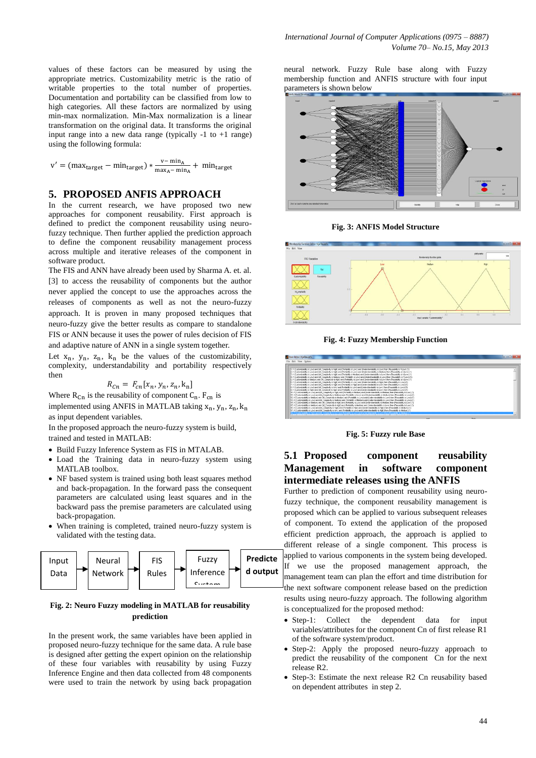values of these factors can be measured by using the appropriate metrics. Customizability metric is the ratio of writable properties to the total number of properties. Documentation and portability can be classified from low to high categories. All these factors are normalized by using min-max normalization. Min-Max normalization is a linear transformation on the original data. It transforms the original input range into a new data range (typically -1 to +1 range) using the following formula:

$$v' = (\max_{target} - \min_{target}) * \frac{v - \min_A}{\max_A - \min_A} + \min_{target}$$

## 5. PROPOSED ANFIS APPROACH

In the current research, we have proposed two new approaches for component reusability. First approach is defined to predict the component reusability using neuro-fuzzy technique. Then further applied the prediction approach to define the component reusability management process across multiple and iterative releases of the component in software product.

The FIS and ANN have already been used by Sharma A. et. al. [3] to access the reusability of components but the author never applied the concept to use the approaches across the releases of components as well as not the neuro-fuzzy approach. It is proven in many proposed techniques that neuro-fuzzy give the better results as compare to standalone FIS or ANN because it uses the power of rules decision of FIS and adaptive nature of ANN in a single system together.

Let $x_n$, $y_n$, $z_n$, $k_n$ be the values of the customizability, complexity, understandability and portability respectively then

$$R_{Cn} = F_{cn}[x_n, y_n, z_n, k_n]$$

Where $R_{Cn}$ is the reusability of component $C_n$. $F_{cn}$ is implemented using ANFIS in MATLAB taking $x_n$, $y_n$, $z_n$, $k_n$ as input dependent variables.

In the proposed approach the neuro-fuzzy system is build, trained and tested in MATLAB:

- Build Fuzzy Inference System as FIS in MTALAB.
- Load the Training data in neuro-fuzzy system using MATLAB toolbox.
- NF based system is trained using both least squares method and back-propagation. In the forward pass the consequent parameters are calculated using least squares and in the backward pass the premise parameters are calculated using back-propagation.
- When training is completed, trained neuro-fuzzy system is validated with the testing data.

Input Data → Neural Network → FIS Rules → Fuzzy Inference System → Predicted output

**Fig. 2: Neuro Fuzzy modeling in MATLAB for reusability prediction**

In the present work, the same variables have been applied in proposed neuro-fuzzy technique for the same data. A rule base is designed after getting the expert opinion on the relationship of these four variables with reusability by using Fuzzy Inference Engine and then data collected from 48 components were used to train the network by using back propagation neural network. Fuzzy Rule base along with Fuzzy membership function and ANFIS structure with four input parameters is shown below

**Fig. 3: ANFIS Model Structure**

**Fig. 4: Fuzzy Membership Function**

**Fig. 5: Fuzzy rule Base**

### 5.1 Proposed component reusability Management in software component intermediate releases using the ANFIS

Further to prediction of component reusability using neuro-fuzzy technique, the component reusability management is proposed which can be applied to various subsequent releases of component. To extend the application of the proposed efficient prediction approach, the approach is applied to different release of a single component. This process is applied to various components in the system being developed. If we use the proposed management approach, the management team can plan the effort and time distribution for the next software component release based on the prediction results using neuro-fuzzy approach. The following algorithm is conceptualized for the proposed method:

- Step-1: Collect the dependent data for input variables/attributes for the component Cn of first release R1 of the software system/product.
- Step-2: Apply the proposed neuro-fuzzy approach to predict the reusability of the component Cn for the next release R2.
- Step-3: Estimate the next release R2 Cn reusability based on dependent attributes in step 2.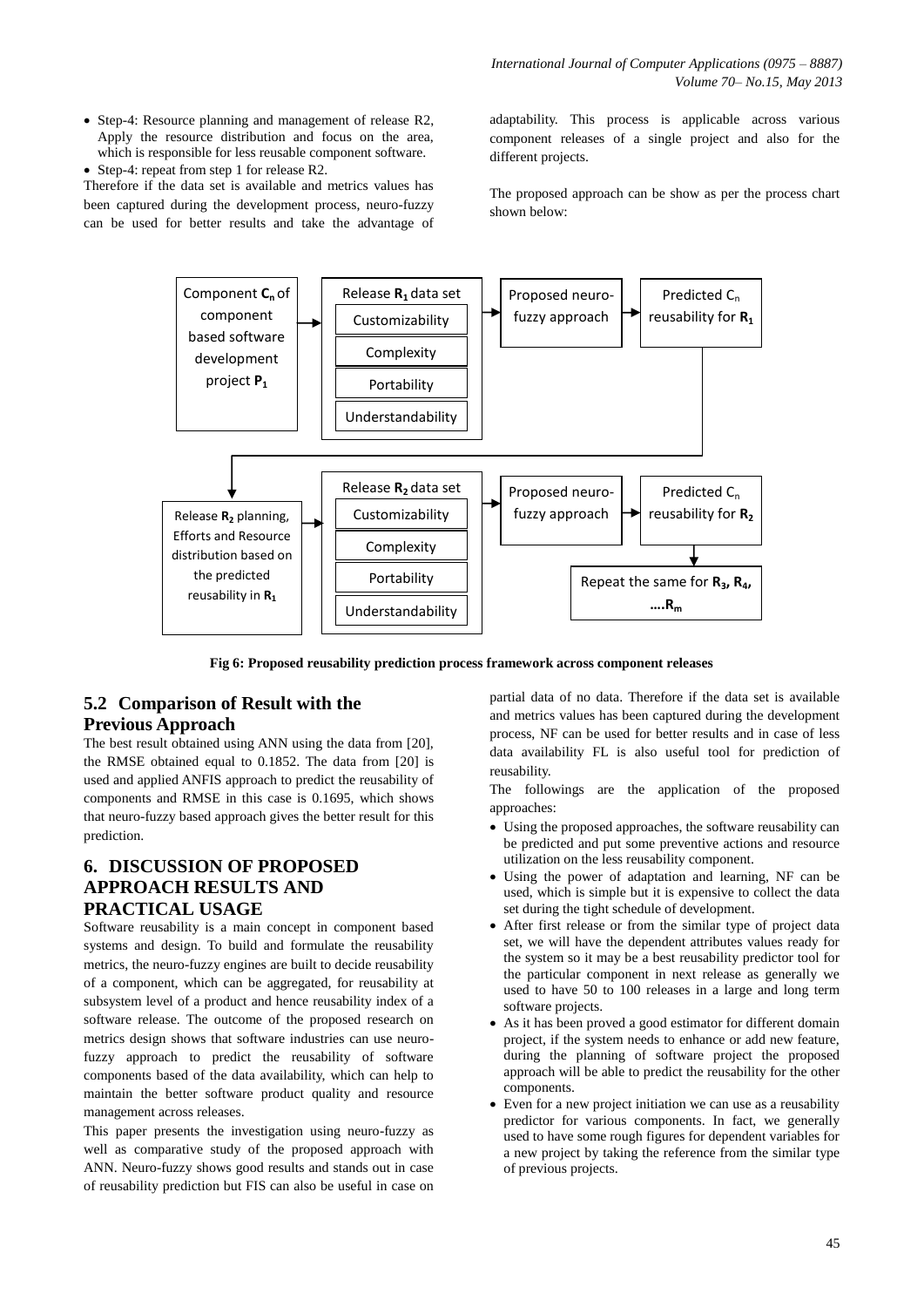- Step-4: Resource planning and management of release R2, Apply the resource distribution and focus on the area, which is responsible for less reusable component software.
- Step-4: repeat from step 1 for release R2.

Therefore if the data set is available and metrics values has been captured during the development process, neuro-fuzzy can be used for better results and take the advantage of adaptability. This process is applicable across various component releases of a single project and also for the different projects.

The proposed approach can be show as per the process chart shown below:

Component $C_n$ of component based software development project $P_1$ → Release $R_1$ data set (Customizability, Complexity, Portability, Understandability) → Proposed neuro-fuzzy approach → Predicted $C_n$ reusability for $R_1$

→ Release $R_2$ planning, Efforts and Resource distribution based on the predicted reusability in $R_1$ → Release $R_2$ data set (Customizability, Complexity, Portability, Understandability) → Proposed neuro-fuzzy approach → Predicted $C_n$ reusability for $R_2$ → Repeat the same for $R_3$, $R_4$, ....$R_m$

**Fig 6: Proposed reusability prediction process framework across component releases**

## 5.2 Comparison of Result with the Previous Approach

The best result obtained using ANN using the data from [20], the RMSE obtained equal to 0.1852. The data from [20] is used and applied ANFIS approach to predict the reusability of components and RMSE in this case is 0.1695, which shows that neuro-fuzzy based approach gives the better result for this prediction.

# 6. DISCUSSION OF PROPOSED APPROACH RESULTS AND PRACTICAL USAGE

Software reusability is a main concept in component based systems and design. To build and formulate the reusability metrics, the neuro-fuzzy engines are built to decide reusability of a component, which can be aggregated, for reusability at subsystem level of a product and hence reusability index of a software release. The outcome of the proposed research on metrics design shows that software industries can use neuro-fuzzy approach to predict the reusability of software components based of the data availability, which can help to maintain the better software product quality and resource management across releases.

This paper presents the investigation using neuro-fuzzy as well as comparative study of the proposed approach with ANN. Neuro-fuzzy shows good results and stands out in case of reusability prediction but FIS can also be useful in case on partial data of no data. Therefore if the data set is available and metrics values has been captured during the development process, NF can be used for better results and in case of less data availability FL is also useful tool for prediction of reusability.

The followings are the application of the proposed approaches:

- Using the proposed approaches, the software reusability can be predicted and put some preventive actions and resource utilization on the less reusability component.
- Using the power of adaptation and learning, NF can be used, which is simple but it is expensive to collect the data set during the tight schedule of development.
- After first release or from the similar type of project data set, we will have the dependent attributes values ready for the system so it may be a best reusability predictor tool for the particular component in next release as generally we used to have 50 to 100 releases in a large and long term software projects.
- As it has been proved a good estimator for different domain project, if the system needs to enhance or add new feature, during the planning of software project the proposed approach will be able to predict the reusability for the other components.
- Even for a new project initiation we can use as a reusability predictor for various components. In fact, we generally used to have some rough figures for dependent variables for a new project by taking the reference from the similar type of previous projects.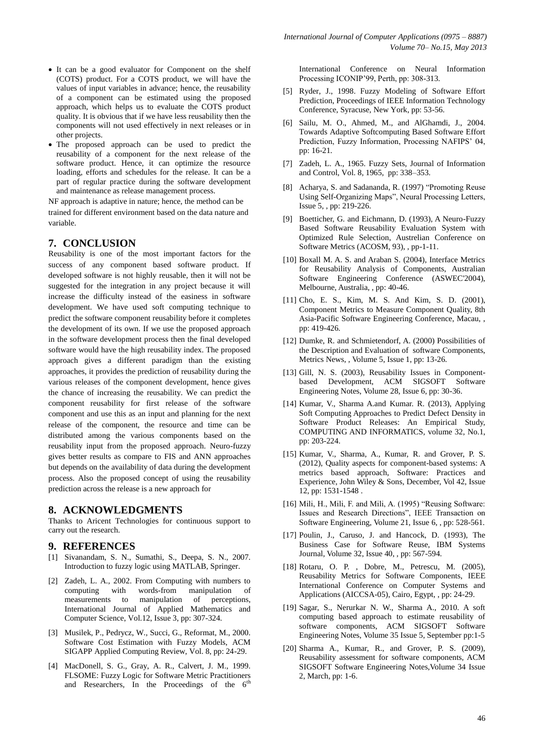- It can be a good evaluator for Component on the shelf (COTS) product. For a COTS product, we will have the values of input variables in advance; hence, the reusability of a component can be estimated using the proposed approach, which helps us to evaluate the COTS product quality. It is obvious that if we have less reusability then the components will not used effectively in next releases or in other projects.
- The proposed approach can be used to predict the reusability of a component for the next release of the software product. Hence, it can optimize the resource loading, efforts and schedules for the release. It can be a part of regular practice during the software development and maintenance as release management process.

NF approach is adaptive in nature; hence, the method can be trained for different environment based on the data nature and variable.

## 7. CONCLUSION

Reusability is one of the most important factors for the success of any component based software product. If developed software is not highly reusable, then it will not be suggested for the integration in any project because it will increase the difficulty instead of the easiness in software development. We have used soft computing technique to predict the software component reusability before it completes the development of its own. If we use the proposed approach in the software development process then the final developed software would have the high reusability index. The proposed approach gives a different paradigm than the existing approaches, it provides the prediction of reusability during the various releases of the component development, hence gives the chance of increasing the reusability. We can predict the component reusability for first release of the software component and use this as an input and planning for the next release of the component, the resource and time can be distributed among the various components based on the reusability input from the proposed approach. Neuro-fuzzy gives better results as compare to FIS and ANN approaches but depends on the availability of data during the development process. Also the proposed concept of using the reusability prediction across the release is a new approach for

## 8. ACKNOWLEDGMENTS

Thanks to Aricent Technologies for continuous support to carry out the research.

## 9. REFERENCES

[1] Sivanandam, S. N., Sumathi, S., Deepa, S. N., 2007. Introduction to fuzzy logic using MATLAB, Springer.

[2] Zadeh, L. A., 2002. From Computing with numbers to computing with words-from manipulation of measurements to manipulation of perceptions, International Journal of Applied Mathematics and Computer Science, Vol.12, Issue 3, pp: 307-324.

[3] Musilek, P., Pedrycz, W., Succi, G., Reformat, M., 2000. Software Cost Estimation with Fuzzy Models, ACM SIGAPP Applied Computing Review, Vol. 8, pp: 24-29.

[4] MacDonell, S. G., Gray, A. R., Calvert, J. M., 1999. FLSOME: Fuzzy Logic for Software Metric Practitioners and Researchers, In the Proceedings of the 6th International Conference on Neural Information Processing ICONIP'99, Perth, pp: 308-313.

[5] Ryder, J., 1998. Fuzzy Modeling of Software Effort Prediction, Proceedings of IEEE Information Technology Conference, Syracuse, New York, pp: 53-56.

[6] Sailu, M. O., Ahmed, M., and AlGhamdi, J., 2004. Towards Adaptive Softcomputing Based Software Effort Prediction, Fuzzy Information, Processing NAFIPS' 04, pp: 16-21.

[7] Zadeh, L. A., 1965. Fuzzy Sets, Journal of Information and Control, Vol. 8, 1965, pp: 338–353.

[8] Acharya, S. and Sadananda, R. (1997) "Promoting Reuse Using Self-Organizing Maps", Neural Processing Letters, Issue 5, , pp: 219-226.

[9] Boetticher, G. and Eichmann, D. (1993), A Neuro-Fuzzy Based Software Reusability Evaluation System with Optimized Rule Selection, Austrelian Conference on Software Metrics (ACOSM, 93), , pp-1-11.

[10] Boxall M. A. S. and Araban S. (2004), Interface Metrics for Reusability Analysis of Components, Australian Software Engineering Conference (ASWEC'2004), Melbourne, Australia, , pp: 40-46.

[11] Cho, E. S., Kim, M. S. And Kim, S. D. (2001), Component Metrics to Measure Component Quality, 8th Asia-Pacific Software Engineering Conference, Macau, , pp: 419-426.

[12] Dumke, R. and Schmietendorf, A. (2000) Possibilities of the Description and Evaluation of software Components, Metrics News, , Volume 5, Issue 1, pp: 13-26.

[13] Gill, N. S. (2003), Reusability Issues in Component-based Development, ACM SIGSOFT Software Engineering Notes, Volume 28, Issue 6, pp: 30-36.

[14] Kumar, V., Sharma A.and Kumar. R. (2013), Applying Soft Computing Approaches to Predict Defect Density in Software Product Releases: An Empirical Study, COMPUTING AND INFORMATICS, volume 32, No.1, pp: 203-224.

[15] Kumar, V., Sharma, A., Kumar, R. and Grover, P. S. (2012), Quality aspects for component-based systems: A metrics based approach, Software: Practices and Experience, John Wiley & Sons, December, Vol 42, Issue 12, pp: 1531-1548 .

[16] Mili, H., Mili, F. and Mili, A. (1995) "Reusing Software: Issues and Research Directions", IEEE Transaction on Software Engineering, Volume 21, Issue 6, , pp: 528-561.

[17] Poulin, J., Caruso, J. and Hancock, D. (1993), The Business Case for Software Reuse, IBM Systems Journal, Volume 32, Issue 40, , pp: 567-594.

[18] Rotaru, O. P. , Dobre, M., Petrescu, M. (2005), Reusability Metrics for Software Components, IEEE International Conference on Computer Systems and Applications (AICCSA-05), Cairo, Egypt, , pp: 24-29.

[19] Sagar, S., Nerurkar N. W., Sharma A., 2010. A soft computing based approach to estimate reusability of software components, ACM SIGSOFT Software Engineering Notes, Volume 35 Issue 5, September pp:1-5

[20] Sharma A., Kumar, R., and Grover, P. S. (2009), Reusability assessment for software components, ACM SIGSOFT Software Engineering Notes,Volume 34 Issue 2, March, pp: 1-6.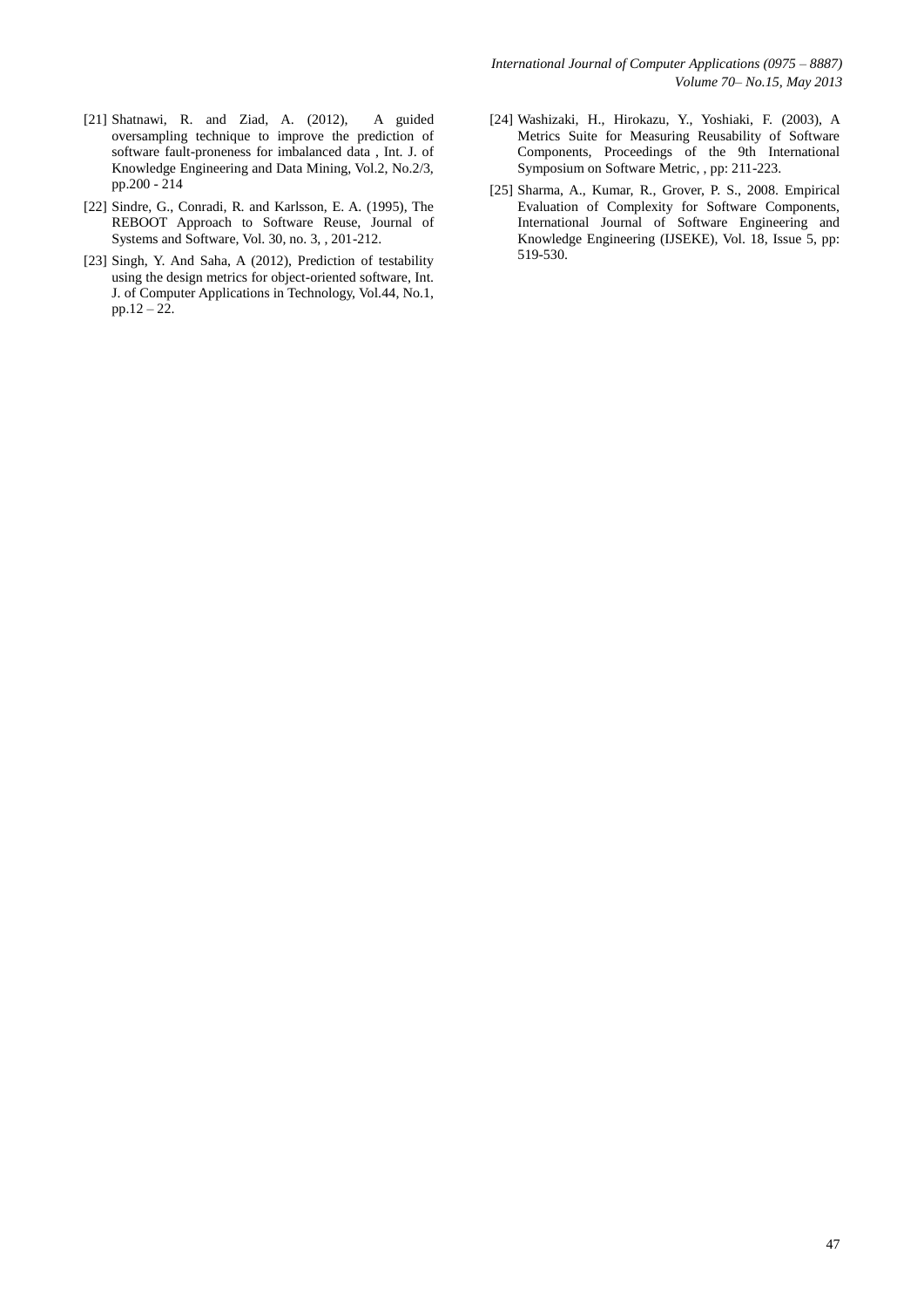[21] Shatnawi, R. and Ziad, A. (2012), A guided oversampling technique to improve the prediction of software fault-proneness for imbalanced data , Int. J. of Knowledge Engineering and Data Mining, Vol.2, No.2/3, pp.200 - 214

[22] Sindre, G., Conradi, R. and Karlsson, E. A. (1995), The REBOOT Approach to Software Reuse, Journal of Systems and Software, Vol. 30, no. 3, , 201-212.

[23] Singh, Y. And Saha, A (2012), Prediction of testability using the design metrics for object-oriented software, Int. J. of Computer Applications in Technology, Vol.44, No.1, pp.12 – 22.

[24] Washizaki, H., Hirokazu, Y., Yoshiaki, F. (2003), A Metrics Suite for Measuring Reusability of Software Components, Proceedings of the 9th International Symposium on Software Metric, , pp: 211-223.

[25] Sharma, A., Kumar, R., Grover, P. S., 2008. Empirical Evaluation of Complexity for Software Components, International Journal of Software Engineering and Knowledge Engineering (IJSEKE), Vol. 18, Issue 5, pp: 519-530.